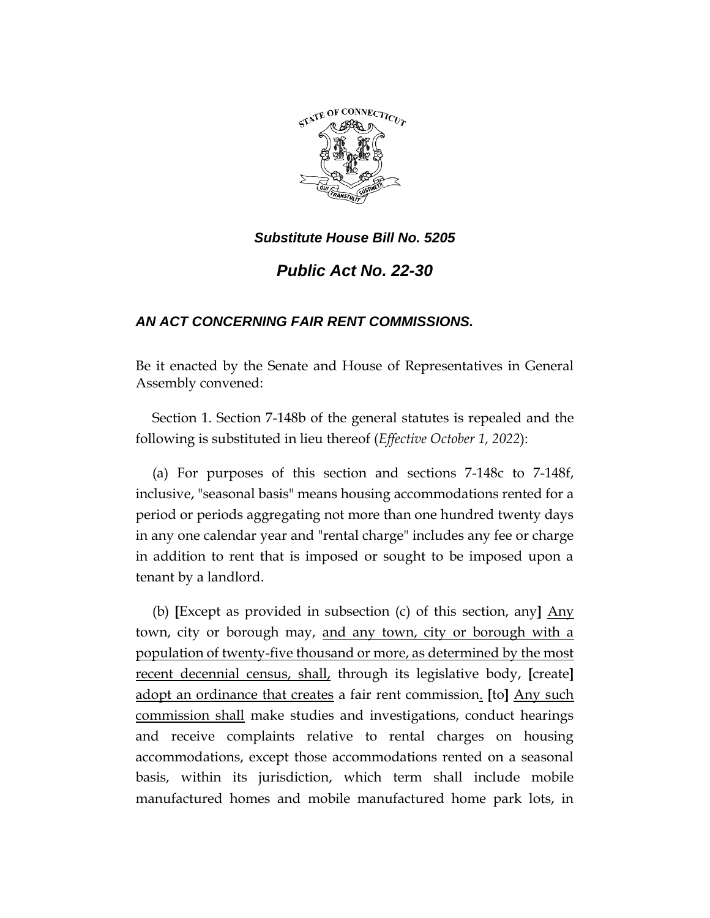***Substitute House Bill No. 5205***

# *Public Act No. 22-30*

## *AN ACT CONCERNING FAIR RENT COMMISSIONS.*

Be it enacted by the Senate and House of Representatives in General Assembly convened:

Section 1. Section 7-148b of the general statutes is repealed and the following is substituted in lieu thereof (*Effective October 1, 2022*):

(a) For purposes of this section and sections 7-148c to 7-148f, inclusive, "seasonal basis" means housing accommodations rented for a period or periods aggregating not more than one hundred twenty days in any one calendar year and "rental charge" includes any fee or charge in addition to rent that is imposed or sought to be imposed upon a tenant by a landlord.

(b) **[**Except as provided in subsection (c) of this section, any**]** <u>Any</u> town, city or borough may, <u>and any town, city or borough with a population of twenty-five thousand or more, as determined by the most recent decennial census, shall,</u> through its legislative body, **[**create**]** <u>adopt an ordinance that creates</u> a fair rent commission<u>.</u> **[**to**]** <u>Any such commission shall</u> make studies and investigations, conduct hearings and receive complaints relative to rental charges on housing accommodations, except those accommodations rented on a seasonal basis, within its jurisdiction, which term shall include mobile manufactured homes and mobile manufactured home park lots, in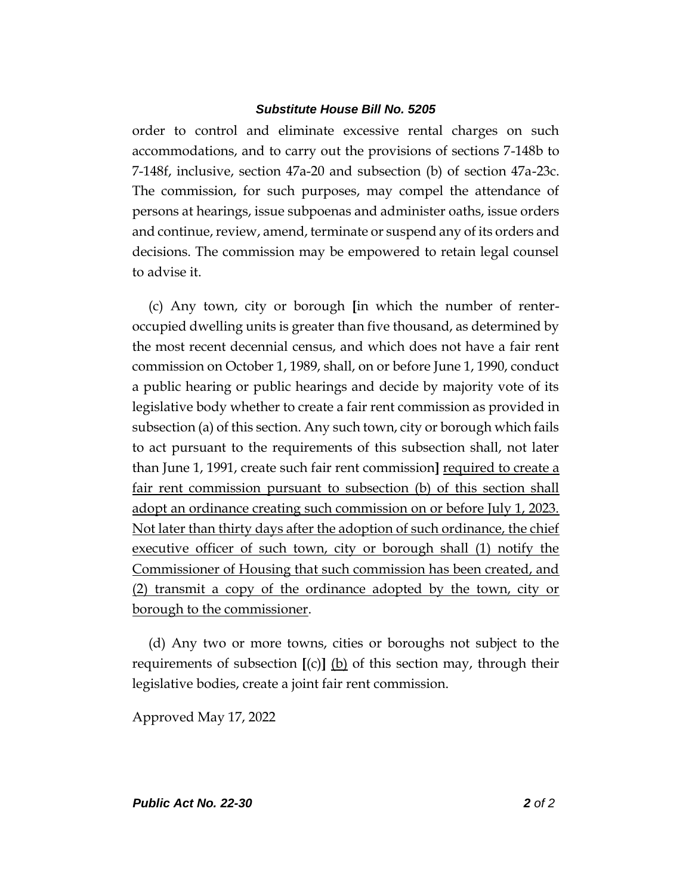order to control and eliminate excessive rental charges on such accommodations, and to carry out the provisions of sections 7-148b to 7-148f, inclusive, section 47a-20 and subsection (b) of section 47a-23c. The commission, for such purposes, may compel the attendance of persons at hearings, issue subpoenas and administer oaths, issue orders and continue, review, amend, terminate or suspend any of its orders and decisions. The commission may be empowered to retain legal counsel to advise it.

(c) Any town, city or borough **[**in which the number of renter-occupied dwelling units is greater than five thousand, as determined by the most recent decennial census, and which does not have a fair rent commission on October 1, 1989, shall, on or before June 1, 1990, conduct a public hearing or public hearings and decide by majority vote of its legislative body whether to create a fair rent commission as provided in subsection (a) of this section. Any such town, city or borough which fails to act pursuant to the requirements of this subsection shall, not later than June 1, 1991, create such fair rent commission**]** <u>required to create a fair rent commission pursuant to subsection (b) of this section shall adopt an ordinance creating such commission on or before July 1, 2023. Not later than thirty days after the adoption of such ordinance, the chief executive officer of such town, city or borough shall (1) notify the Commissioner of Housing that such commission has been created, and (2) transmit a copy of the ordinance adopted by the town, city or borough to the commissioner</u>.

(d) Any two or more towns, cities or boroughs not subject to the requirements of subsection **[**(c)**]** <u>(b)</u> of this section may, through their legislative bodies, create a joint fair rent commission.

Approved May 17, 2022